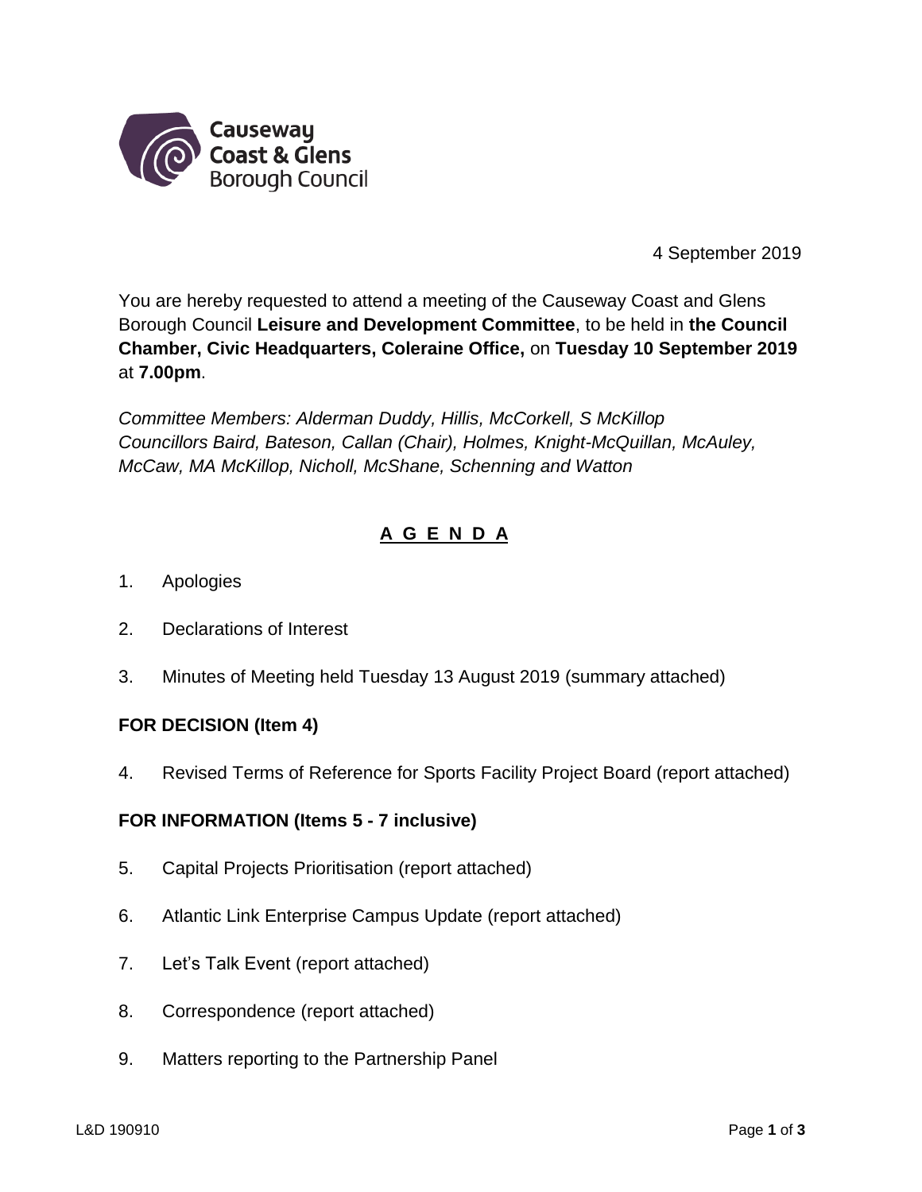Causeway Coast & Glens Borough Council

4 September 2019

You are hereby requested to attend a meeting of the Causeway Coast and Glens Borough Council **Leisure and Development Committee**, to be held in **the Council Chamber, Civic Headquarters, Coleraine Office,** on **Tuesday 10 September 2019** at **7.00pm**.

*Committee Members: Alderman Duddy, Hillis, McCorkell, S McKillop Councillors Baird, Bateson, Callan (Chair), Holmes, Knight-McQuillan, McAuley, McCaw, MA McKillop, Nicholl, McShane, Schenning and Watton*

## A G E N D A

1. Apologies

2. Declarations of Interest

3. Minutes of Meeting held Tuesday 13 August 2019 (summary attached)

**FOR DECISION (Item 4)**

4. Revised Terms of Reference for Sports Facility Project Board (report attached)

**FOR INFORMATION (Items 5 - 7 inclusive)**

5. Capital Projects Prioritisation (report attached)

6. Atlantic Link Enterprise Campus Update (report attached)

7. Let's Talk Event (report attached)

8. Correspondence (report attached)

9. Matters reporting to the Partnership Panel

L&D 190910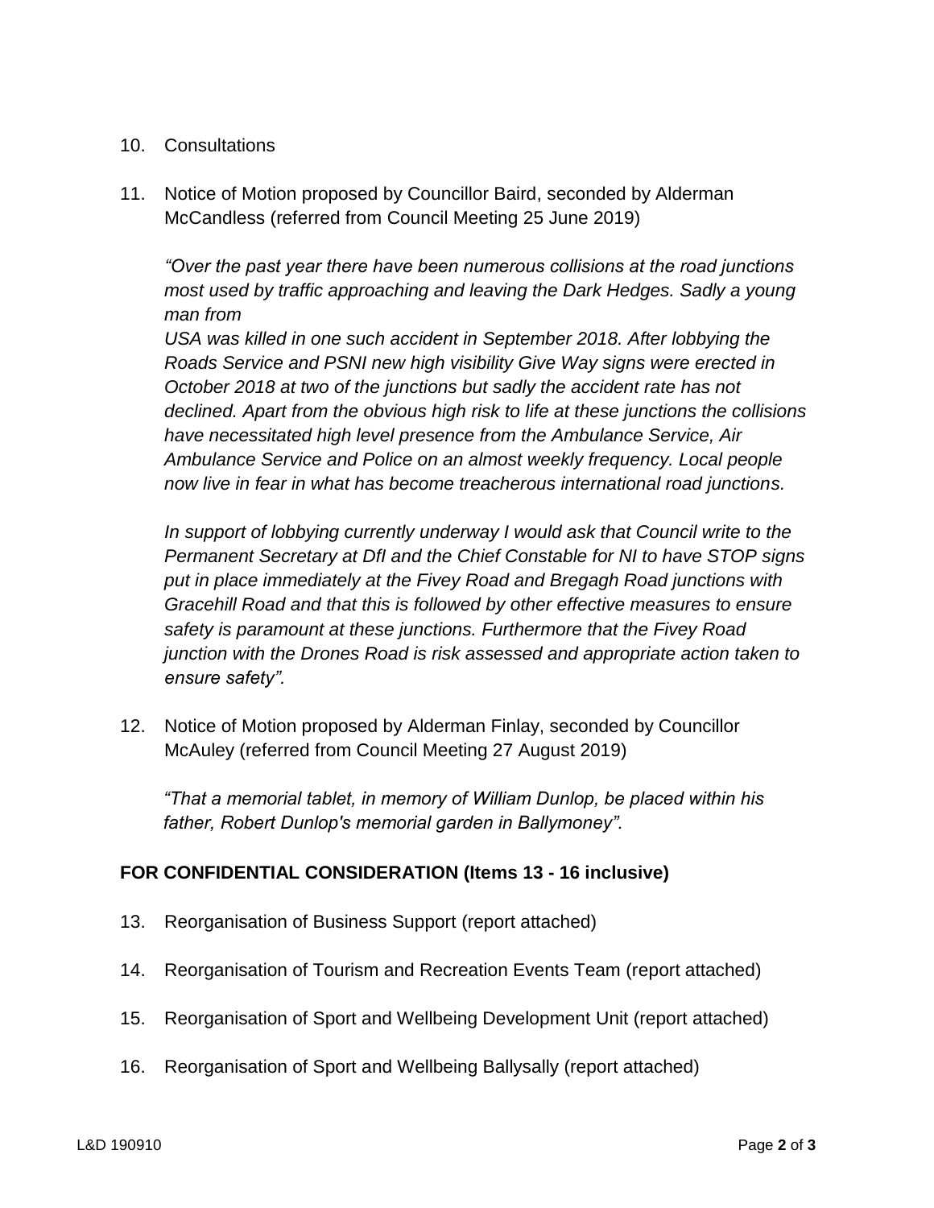10. Consultations

11. Notice of Motion proposed by Councillor Baird, seconded by Alderman McCandless (referred from Council Meeting 25 June 2019)

    *"Over the past year there have been numerous collisions at the road junctions most used by traffic approaching and leaving the Dark Hedges. Sadly a young man from USA was killed in one such accident in September 2018. After lobbying the Roads Service and PSNI new high visibility Give Way signs were erected in October 2018 at two of the junctions but sadly the accident rate has not declined. Apart from the obvious high risk to life at these junctions the collisions have necessitated high level presence from the Ambulance Service, Air Ambulance Service and Police on an almost weekly frequency. Local people now live in fear in what has become treacherous international road junctions.*

    *In support of lobbying currently underway I would ask that Council write to the Permanent Secretary at DfI and the Chief Constable for NI to have STOP signs put in place immediately at the Fivey Road and Bregagh Road junctions with Gracehill Road and that this is followed by other effective measures to ensure safety is paramount at these junctions. Furthermore that the Fivey Road junction with the Drones Road is risk assessed and appropriate action taken to ensure safety".*

12. Notice of Motion proposed by Alderman Finlay, seconded by Councillor McAuley (referred from Council Meeting 27 August 2019)

    *"That a memorial tablet, in memory of William Dunlop, be placed within his father, Robert Dunlop's memorial garden in Ballymoney".*

**FOR CONFIDENTIAL CONSIDERATION (Items 13 - 16 inclusive)**

13. Reorganisation of Business Support (report attached)

14. Reorganisation of Tourism and Recreation Events Team (report attached)

15. Reorganisation of Sport and Wellbeing Development Unit (report attached)

16. Reorganisation of Sport and Wellbeing Ballysally (report attached)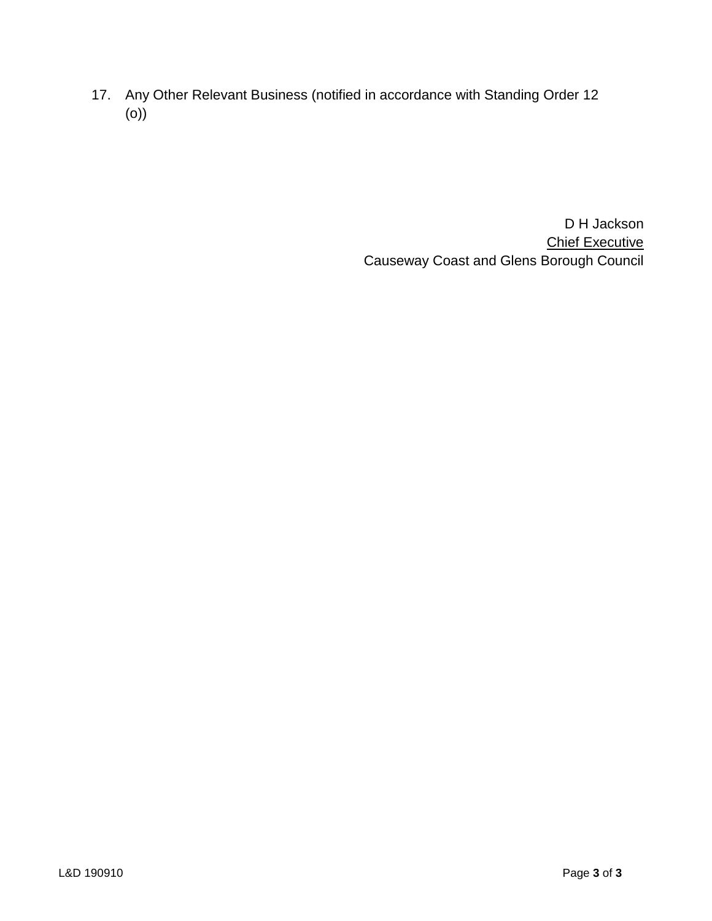17. Any Other Relevant Business (notified in accordance with Standing Order 12 (o))

D H Jackson
Chief Executive
Causeway Coast and Glens Borough Council